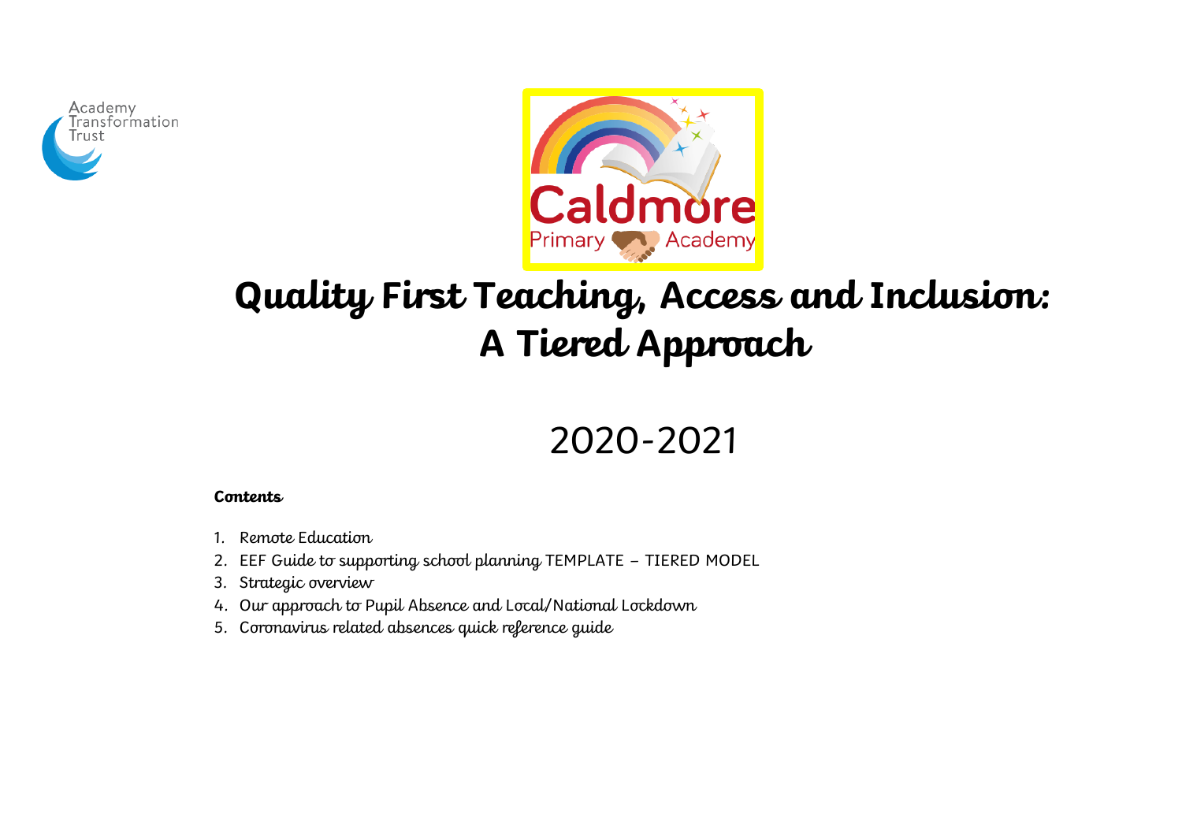Academy Transformation Trust

Caldmore Primary Academy

# Quality First Teaching, Access and Inclusion: A Tiered Approach

## 2020-2021

**Contents**

1. Remote Education
2. EEF Guide to supporting school planning TEMPLATE – TIERED MODEL
3. Strategic overview
4. Our approach to Pupil Absence and Local/National Lockdown
5. Coronavirus related absences quick reference guide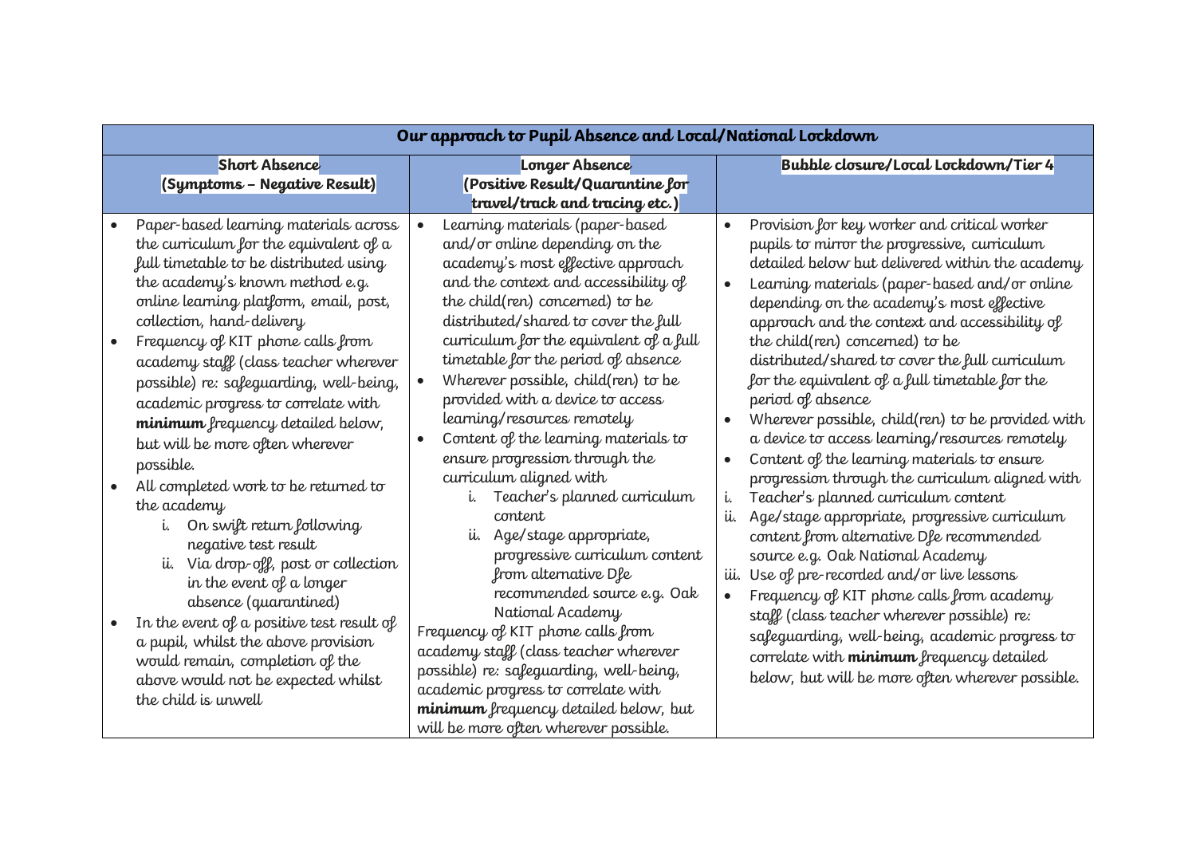<table>
<tr><th colspan="3">Our approach to Pupil Absence and Local/National Lockdown</th></tr>
<tr><th>Short Absence<br>(Symptoms – Negative Result)</th><th>Longer Absence<br>(Positive Result/Quarantine for travel/track and tracing etc.)</th><th>Bubble closure/Local Lockdown/Tier 4</th></tr>
<tr>
<td>
<ul>
<li>Paper-based learning materials across the curriculum for the equivalent of a full timetable to be distributed using the academy's known method e.g. online learning platform, email, post, collection, hand-delivery</li>
<li>Frequency of KIT phone calls from academy staff (class teacher wherever possible) re: safeguarding, well-being, academic progress to correlate with <b>minimum</b> frequency detailed below, but will be more often wherever possible.</li>
<li>All completed work to be returned to the academy
<ol type="i">
<li>On swift return following negative test result</li>
<li>Via drop-off, post or collection in the event of a longer absence (quarantined)</li>
</ol>
</li>
<li>In the event of a positive test result of a pupil, whilst the above provision would remain, completion of the above would not be expected whilst the child is unwell</li>
</ul>
</td>
<td>
<ul>
<li>Learning materials (paper-based and/or online depending on the academy's most effective approach and the context and accessibility of the child(ren) concerned) to be distributed/shared to cover the full curriculum for the equivalent of a full timetable for the period of absence</li>
<li>Wherever possible, child(ren) to be provided with a device to access learning/resources remotely</li>
<li>Content of the learning materials to ensure progression through the curriculum aligned with
<ol type="i">
<li>Teacher's planned curriculum content</li>
<li>Age/stage appropriate, progressive curriculum content from alternative Dfe recommended source e.g. Oak National Academy</li>
</ol>
</li>
</ul>
Frequency of KIT phone calls from academy staff (class teacher wherever possible) re: safeguarding, well-being, academic progress to correlate with <b>minimum</b> frequency detailed below, but will be more often wherever possible.
</td>
<td>
<ul>
<li>Provision for key worker and critical worker pupils to mirror the progressive, curriculum detailed below but delivered within the academy</li>
<li>Learning materials (paper-based and/or online depending on the academy's most effective approach and the context and accessibility of the child(ren) concerned) to be distributed/shared to cover the full curriculum for the equivalent of a full timetable for the period of absence</li>
<li>Wherever possible, child(ren) to be provided with a device to access learning/resources remotely</li>
<li>Content of the learning materials to ensure progression through the curriculum aligned with</li>
</ul>
<ol type="i">
<li>Teacher's planned curriculum content</li>
<li>Age/stage appropriate, progressive curriculum content from alternative Dfe recommended source e.g. Oak National Academy</li>
<li>Use of pre-recorded and/or live lessons</li>
</ol>
<ul>
<li>Frequency of KIT phone calls from academy staff (class teacher wherever possible) re: safeguarding, well-being, academic progress to correlate with <b>minimum</b> frequency detailed below, but will be more often wherever possible.</li>
</ul>
</td>
</tr>
</table>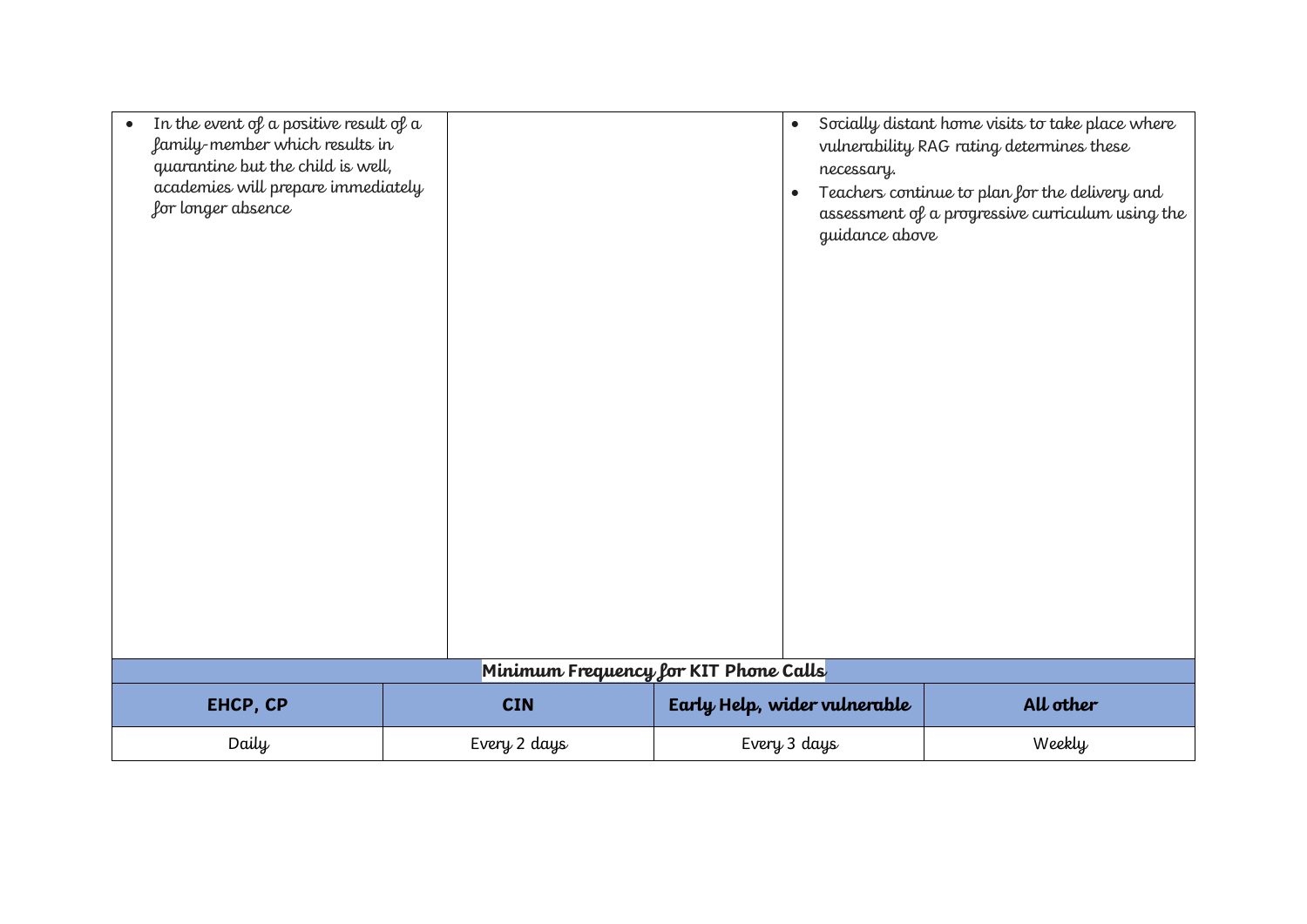| | | |
|---|---|---|
| • In the event of a positive result of a family-member which results in quarantine but the child is well, academies will prepare immediately for longer absence | | • Socially distant home visits to take place where vulnerability RAG rating determines these necessary.<br>• Teachers continue to plan for the delivery and assessment of a progressive curriculum using the guidance above |

**Minimum Frequency for KIT Phone Calls**

| EHCP, CP | CIN | Early Help, wider vulnerable | All other |
|---|---|---|---|
| Daily | Every 2 days | Every 3 days | Weekly |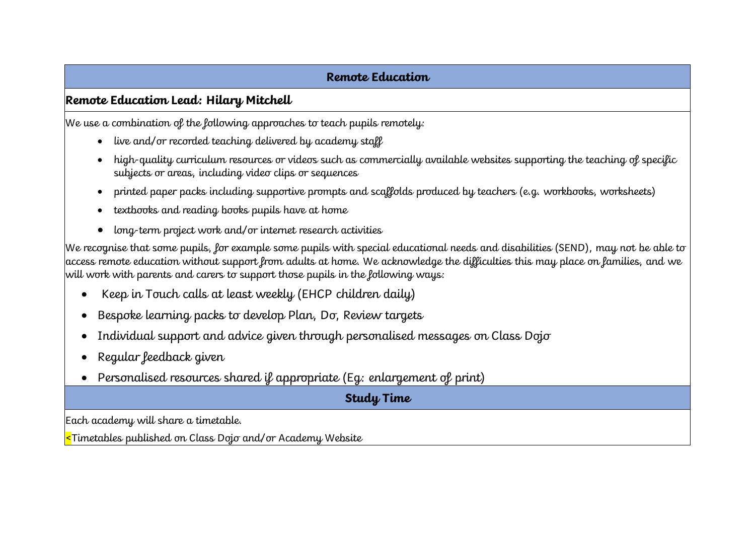## Remote Education

### Remote Education Lead: Hilary Mitchell

We use a combination of the following approaches to teach pupils remotely:

- live and/or recorded teaching delivered by academy staff
- high-quality curriculum resources or videos such as commercially available websites supporting the teaching of specific subjects or areas, including video clips or sequences
- printed paper packs including supportive prompts and scaffolds produced by teachers (e.g. workbooks, worksheets)
- textbooks and reading books pupils have at home
- long-term project work and/or internet research activities

We recognise that some pupils, for example some pupils with special educational needs and disabilities (SEND), may not be able to access remote education without support from adults at home. We acknowledge the difficulties this may place on families, and we will work with parents and carers to support those pupils in the following ways:

- Keep in Touch calls at least weekly (EHCP children daily)
- Bespoke learning packs to develop Plan, Do, Review targets
- Individual support and advice given through personalised messages on Class Dojo
- Regular feedback given
- Personalised resources shared if appropriate (Eg: enlargement of print)

## Study Time

Each academy will share a timetable.

<Timetables published on Class Dojo and/or Academy Website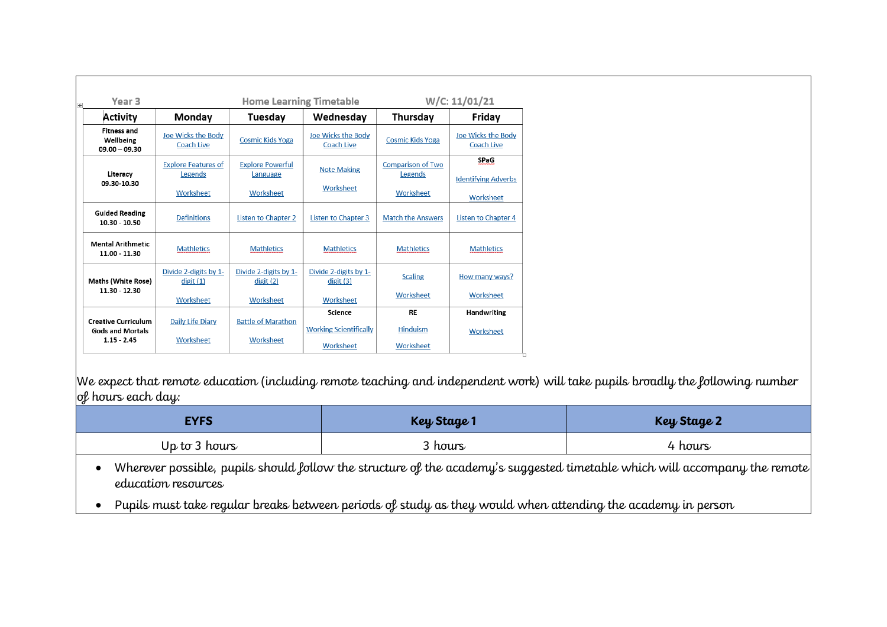Year 3 | Home Learning Timetable | W/C: 11/01/21

| Activity | Monday | Tuesday | Wednesday | Thursday | Friday |
|---|---|---|---|---|---|
| Fitness and Wellbeing 09.00 – 09.30 | Joe Wicks the Body Coach Live | Cosmic Kids Yoga | Joe Wicks the Body Coach Live | Cosmic Kids Yoga | Joe Wicks the Body Coach Live |
| Literacy 09.30-10.30 | Explore Features of Legends<br><br>Worksheet | Explore Powerful Language<br><br>Worksheet | Note Making<br><br>Worksheet | Comparison of Two Legends<br><br>Worksheet | **SPaG**<br><br>Identifying Adverbs<br><br>Worksheet |
| Guided Reading 10.30 - 10.50 | Definitions | Listen to Chapter 2 | Listen to Chapter 3 | Match the Answers | Listen to Chapter 4 |
| Mental Arithmetic 11.00 - 11.30 | Mathletics | Mathletics | Mathletics | Mathletics | Mathletics |
| Maths (White Rose) 11.30 - 12.30 | Divide 2-digits by 1-digit (1)<br><br>Worksheet | Divide 2-digits by 1-digit (2)<br><br>Worksheet | Divide 2-digits by 1-digit (3)<br><br>Worksheet | Scaling<br><br>Worksheet | How many ways?<br><br>Worksheet |
| Creative Curriculum Gods and Mortals 1.15 - 2.45 | Daily Life Diary<br><br>Worksheet | Battle of Marathon<br><br>Worksheet | **Science**<br><br>Working Scientifically<br><br>Worksheet | **RE**<br><br>Hinduism<br><br>Worksheet | **Handwriting**<br><br>Worksheet |

*We expect that remote education (including remote teaching and independent work) will take pupils broadly the following number of hours each day:*

| EYFS | Key Stage 1 | Key Stage 2 |
|---|---|---|
| Up to 3 hours | 3 hours | 4 hours |

- Wherever possible, pupils should follow the structure of the academy's suggested timetable which will accompany the remote education resources
- Pupils must take regular breaks between periods of study as they would when attending the academy in person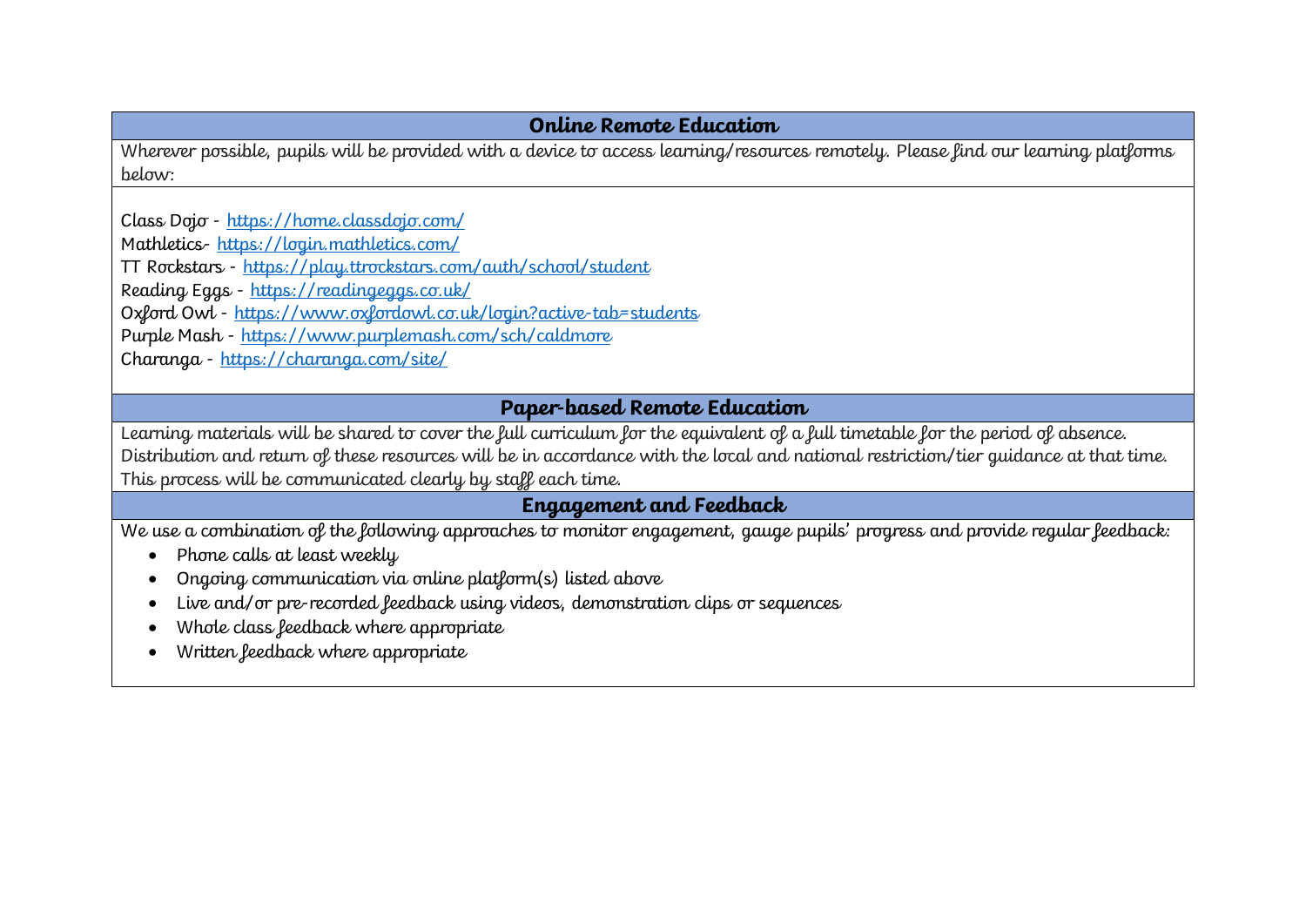## Online Remote Education

Wherever possible, pupils will be provided with a device to access learning/resources remotely. Please find our learning platforms below:

Class Dojo - https://home.classdojo.com/
Mathletics- https://login.mathletics.com/
TT Rockstars - https://play.ttrockstars.com/auth/school/student
Reading Eggs - https://readingeggs.co.uk/
Oxford Owl - https://www.oxfordowl.co.uk/login?active-tab=students
Purple Mash - https://www.purplemash.com/sch/caldmore
Charanga - https://charanga.com/site/

## Paper-based Remote Education

Learning materials will be shared to cover the full curriculum for the equivalent of a full timetable for the period of absence. Distribution and return of these resources will be in accordance with the local and national restriction/tier guidance at that time. This process will be communicated clearly by staff each time.

## Engagement and Feedback

We use a combination of the following approaches to monitor engagement, gauge pupils' progress and provide regular feedback:

- Phone calls at least weekly
- Ongoing communication via online platform(s) listed above
- Live and/or pre-recorded feedback using videos, demonstration clips or sequences
- Whole class feedback where appropriate
- Written feedback where appropriate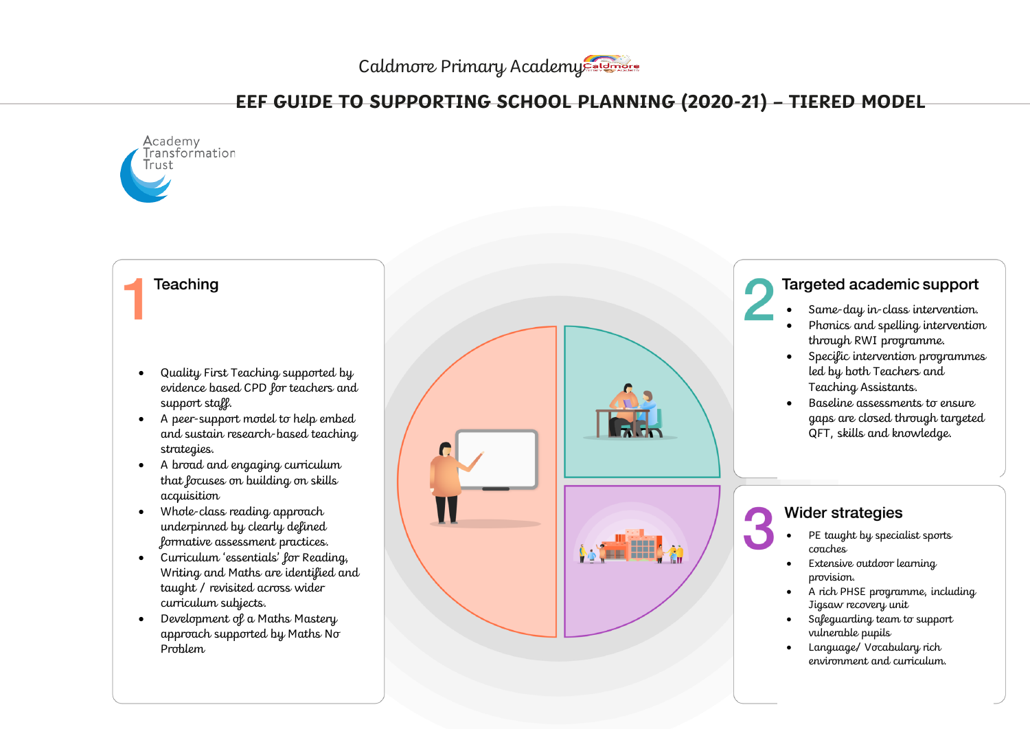Caldmore Primary Academy

# EEF GUIDE TO SUPPORTING SCHOOL PLANNING (2020-21) – TIERED MODEL

Academy Transformation Trust

## 1 Teaching

- Quality First Teaching supported by evidence based CPD for teachers and support staff.
- A peer-support model to help embed and sustain research-based teaching strategies.
- A broad and engaging curriculum that focuses on building on skills acquisition
- Whole-class reading approach underpinned by clearly defined formative assessment practices.
- Curriculum 'essentials' for Reading, Writing and Maths are identified and taught / revisited across wider curriculum subjects.
- Development of a Maths Mastery approach supported by Maths No Problem

## 2 Targeted academic support

- Same-day in-class intervention.
- Phonics and spelling intervention through RWI programme.
- Specific intervention programmes led by both Teachers and Teaching Assistants.
- Baseline assessments to ensure gaps are closed through targeted QFT, skills and knowledge.

## 3 Wider strategies

- PE taught by specialist sports coaches
- Extensive outdoor learning provision.
- A rich PHSE programme, including Jigsaw recovery unit
- Safeguarding team to support vulnerable pupils
- Language/ Vocabulary rich environment and curriculum.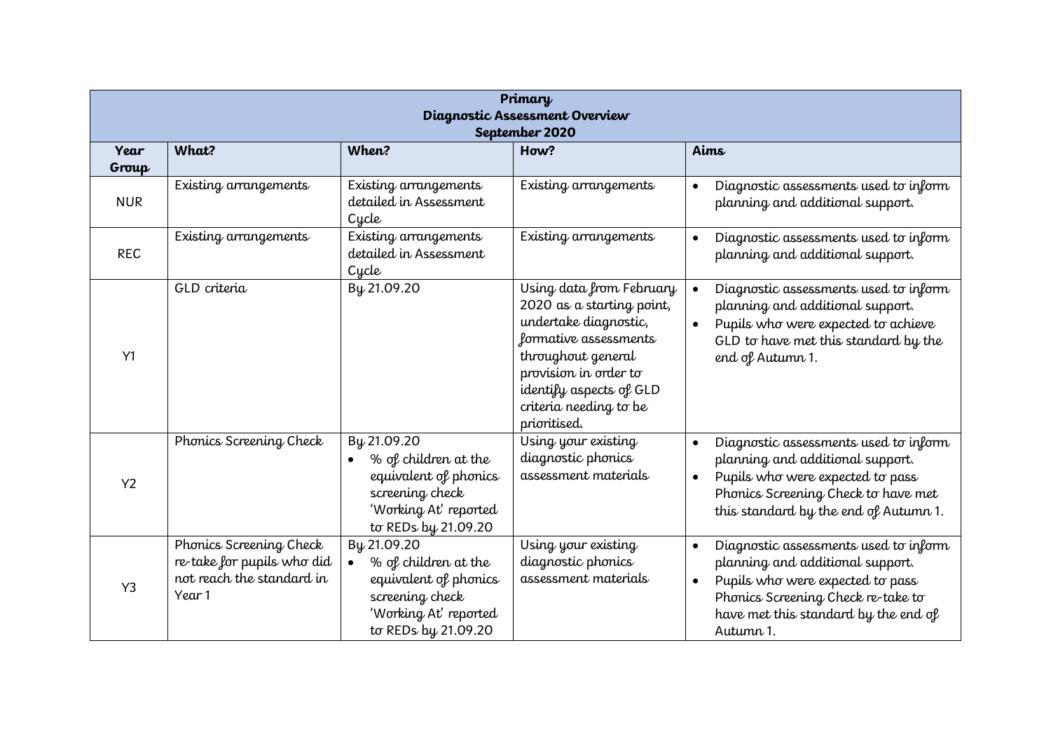| Primary<br>Diagnostic Assessment Overview<br>September 2020 | | | | |
|---|---|---|---|---|
| **Year Group** | **What?** | **When?** | **How?** | **Aims** |
| NUR | Existing arrangements | Existing arrangements detailed in Assessment Cycle | Existing arrangements | • Diagnostic assessments used to inform planning and additional support. |
| REC | Existing arrangements | Existing arrangements detailed in Assessment Cycle | Existing arrangements | • Diagnostic assessments used to inform planning and additional support. |
| Y1 | GLD criteria | By 21.09.20 | Using data from February 2020 as a starting point, undertake diagnostic, formative assessments throughout general provision in order to identify aspects of GLD criteria needing to be prioritised. | • Diagnostic assessments used to inform planning and additional support.<br>• Pupils who were expected to achieve GLD to have met this standard by the end of Autumn 1. |
| Y2 | Phonics Screening Check | By 21.09.20<br>• % of children at the equivalent of phonics screening check 'Working At' reported to REDs by 21.09.20 | Using your existing diagnostic phonics assessment materials | • Diagnostic assessments used to inform planning and additional support.<br>• Pupils who were expected to pass Phonics Screening Check to have met this standard by the end of Autumn 1. |
| Y3 | Phonics Screening Check re-take for pupils who did not reach the standard in Year 1 | By 21.09.20<br>• % of children at the equivalent of phonics screening check 'Working At' reported to REDs by 21.09.20 | Using your existing diagnostic phonics assessment materials | • Diagnostic assessments used to inform planning and additional support.<br>• Pupils who were expected to pass Phonics Screening Check re-take to have met this standard by the end of Autumn 1. |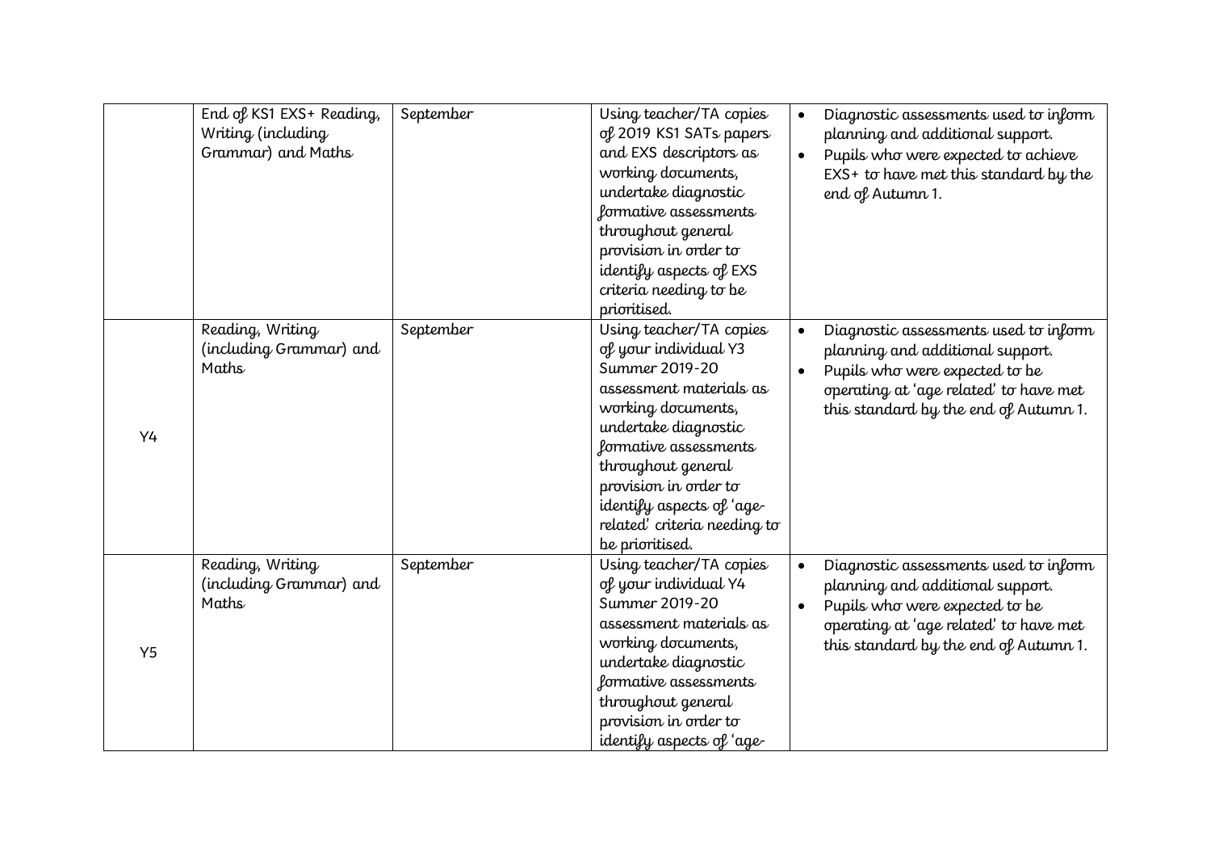| | | | | |
|---|---|---|---|---|
| | End of KS1 EXS+ Reading, Writing (including Grammar) and Maths | September | Using teacher/TA copies of 2019 KS1 SATs papers and EXS descriptors as working documents, undertake diagnostic formative assessments throughout general provision in order to identify aspects of EXS criteria needing to be prioritised. | • Diagnostic assessments used to inform planning and additional support.<br>• Pupils who were expected to achieve EXS+ to have met this standard by the end of Autumn 1. |
| Y4 | Reading, Writing (including Grammar) and Maths | September | Using teacher/TA copies of your individual Y3 Summer 2019-20 assessment materials as working documents, undertake diagnostic formative assessments throughout general provision in order to identify aspects of 'age-related' criteria needing to be prioritised. | • Diagnostic assessments used to inform planning and additional support.<br>• Pupils who were expected to be operating at 'age related' to have met this standard by the end of Autumn 1. |
| Y5 | Reading, Writing (including Grammar) and Maths | September | Using teacher/TA copies of your individual Y4 Summer 2019-20 assessment materials as working documents, undertake diagnostic formative assessments throughout general provision in order to identify aspects of 'age- | • Diagnostic assessments used to inform planning and additional support.<br>• Pupils who were expected to be operating at 'age related' to have met this standard by the end of Autumn 1. |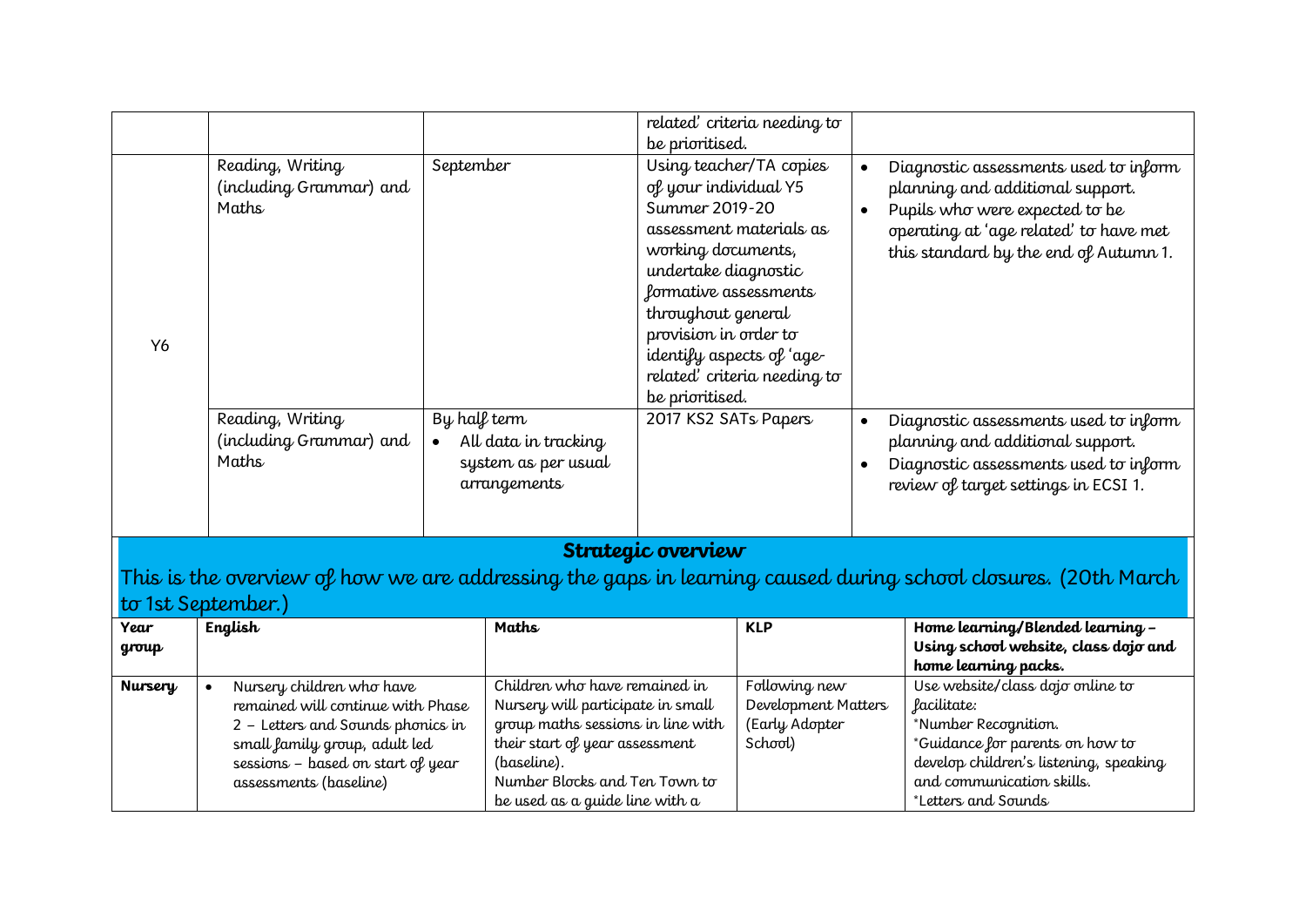| | | | | |
|---|---|---|---|---|
| | | | related' criteria needing to be prioritised. | |
| Y6 | Reading, Writing (including Grammar) and Maths | September | Using teacher/TA copies of your individual Y5 Summer 2019-20 assessment materials as working documents, undertake diagnostic formative assessments throughout general provision in order to identify aspects of 'age-related' criteria needing to be prioritised. | • Diagnostic assessments used to inform planning and additional support.<br>• Pupils who were expected to be operating at 'age related' to have met this standard by the end of Autumn 1. |
| | Reading, Writing (including Grammar) and Maths | By half term<br>• All data in tracking system as per usual arrangements | 2017 KS2 SATs Papers | • Diagnostic assessments used to inform planning and additional support.<br>• Diagnostic assessments used to inform review of target settings in ECSI 1. |

## Strategic overview

This is the overview of how we are addressing the gaps in learning caused during school closures. (20th March to 1st September.)

| Year group | English | Maths | KLP | Home learning/Blended learning – Using school website, class dojo and home learning packs. |
|---|---|---|---|---|
| **Nursery** | • Nursery children who have remained will continue with Phase 2 – Letters and Sounds phonics in small family group, adult led sessions – based on start of year assessments (baseline) | Children who have remained in Nursery will participate in small group maths sessions in line with their start of year assessment (baseline).<br>Number Blocks and Ten Town to be used as a guide line with a | Following new Development Matters (Early Adopter School) | Use website/class dojo online to facilitate:<br>*Number Recognition.<br>*Guidance for parents on how to develop children's listening, speaking and communication skills.<br>*Letters and Sounds |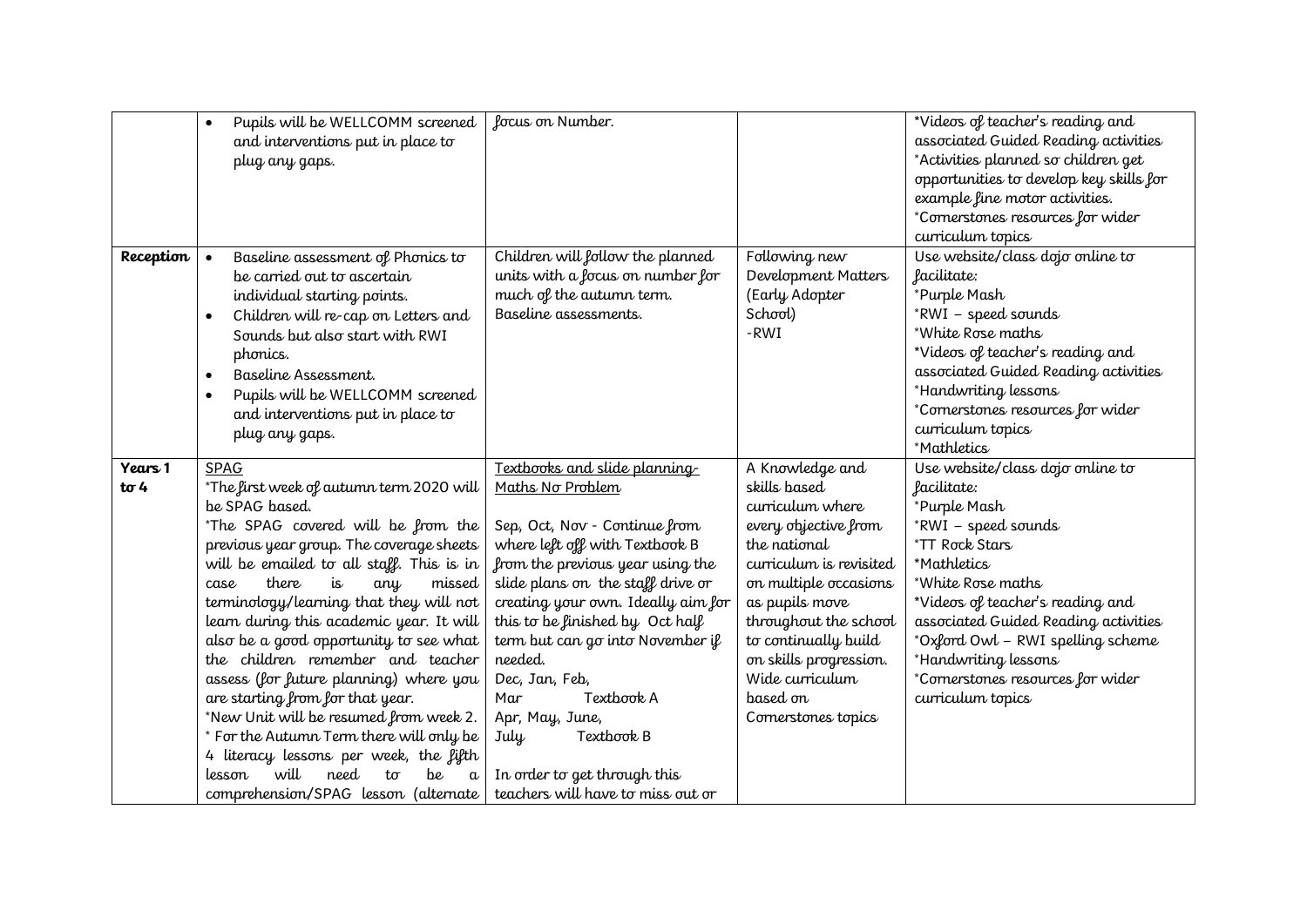| | | | | |
|---|---|---|---|---|
| | • Pupils will be WELLCOMM screened and interventions put in place to plug any gaps. | focus on Number. | | *Videos of teacher's reading and associated Guided Reading activities<br>*Activities planned so children get opportunities to develop key skills for example fine motor activities.<br>*Cornerstones resources for wider curriculum topics |
| **Reception** | • Baseline assessment of Phonics to be carried out to ascertain individual starting points.<br>• Children will re-cap on Letters and Sounds but also start with RWI phonics.<br>• Baseline Assessment.<br>• Pupils will be WELLCOMM screened and interventions put in place to plug any gaps. | Children will follow the planned units with a focus on number for much of the autumn term.<br>Baseline assessments. | Following new Development Matters (Early Adopter School)<br>-RWI | Use website/class dojo online to facilitate:<br>*Purple Mash<br>*RWI – speed sounds<br>*White Rose maths<br>*Videos of teacher's reading and associated Guided Reading activities<br>*Handwriting lessons<br>*Cornerstones resources for wider curriculum topics<br>*Mathletics |
| **Years 1 to 4** | <u>SPAG</u><br>*The first week of autumn term 2020 will be SPAG based.<br>*The SPAG covered will be from the previous year group. The coverage sheets will be emailed to all staff. This is in case there is any missed terminology/learning that they will not learn during this academic year. It will also be a good opportunity to see what the children remember and teacher assess (for future planning) where you are starting from for that year.<br>*New Unit will be resumed from week 2.<br>* For the Autumn Term there will only be 4 literacy lessons per week, the fifth lesson will need to be a comprehension/SPAG lesson (alternate | <u>Textbooks and slide planning-Maths No Problem</u><br><br>Sep, Oct, Nov - Continue from where left off with Textbook B from the previous year using the slide plans on the staff drive or creating your own. Ideally aim for this to be finished by Oct half term but can go into November if needed.<br>Dec, Jan, Feb, Mar Textbook A<br>Apr, May, June, July Textbook B<br><br>In order to get through this teachers will have to miss out or | A Knowledge and skills based curriculum where every objective from the national curriculum is revisited on multiple occasions as pupils move throughout the school to continually build on skills progression. Wide curriculum based on Cornerstones topics | Use website/class dojo online to facilitate:<br>*Purple Mash<br>*RWI – speed sounds<br>*TT Rock Stars<br>*Mathletics<br>*White Rose maths<br>*Videos of teacher's reading and associated Guided Reading activities<br>*Oxford Owl – RWI spelling scheme<br>*Handwriting lessons<br>*Cornerstones resources for wider curriculum topics |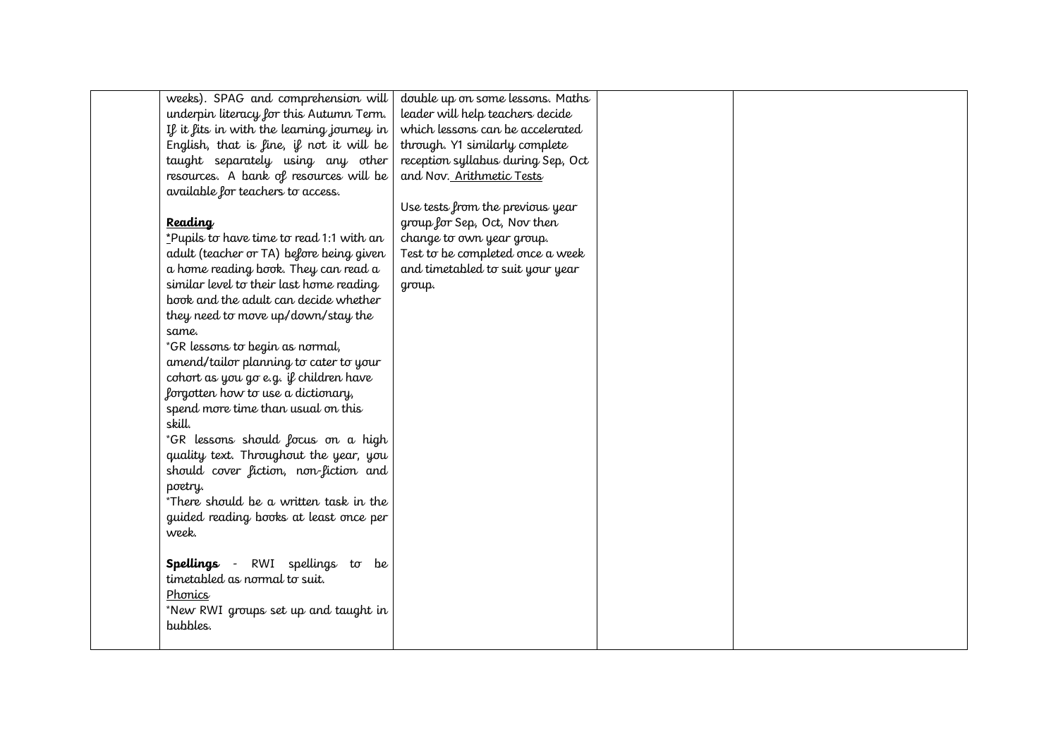| | | | | |
|---|---|---|---|---|
| | weeks). SPAG and comprehension will underpin literacy for this Autumn Term. If it fits in with the learning journey in English, that is fine, if not it will be taught separately using any other resources. A bank of resources will be available for teachers to access.<br><br>**Reading**<br>*Pupils to have time to read 1:1 with an adult (teacher or TA) before being given a home reading book. They can read a similar level to their last home reading book and the adult can decide whether they need to move up/down/stay the same.<br>*GR lessons to begin as normal, amend/tailor planning to cater to your cohort as you go e.g. if children have forgotten how to use a dictionary, spend more time than usual on this skill.<br>*GR lessons should focus on a high quality text. Throughout the year, you should cover fiction, non-fiction and poetry.<br>*There should be a written task in the guided reading books at least once per week.<br><br>**Spellings** - RWI spellings to be timetabled as normal to suit.<br>Phonics<br>*New RWI groups set up and taught in bubbles. | double up on some lessons. Maths leader will help teachers decide which lessons can be accelerated through. Y1 similarly complete reception syllabus during Sep, Oct and Nov. Arithmetic Tests<br><br>Use tests from the previous year group for Sep, Oct, Nov then change to own year group.<br>Test to be completed once a week and timetabled to suit your year group. | | |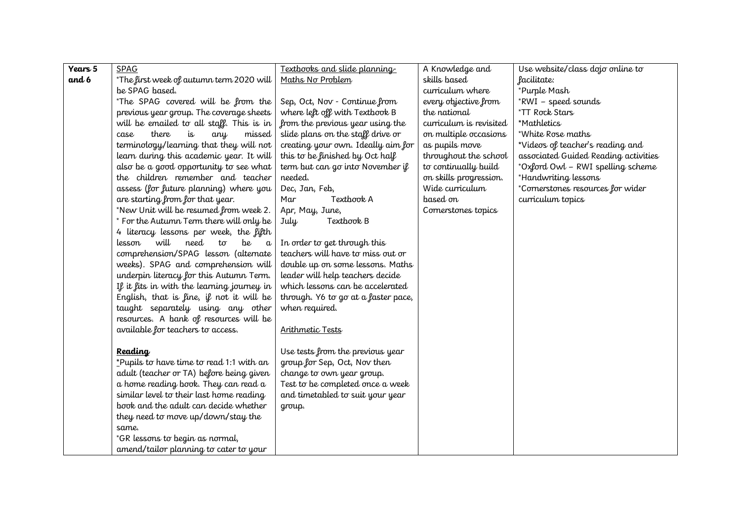| **Years 5 and 6** | SPAG<br>*The first week of autumn term 2020 will be SPAG based.<br>*The SPAG covered will be from the previous year group. The coverage sheets will be emailed to all staff. This is in case there is any missed terminology/learning that they will not learn during this academic year. It will also be a good opportunity to see what the children remember and teacher assess (for future planning) where you are starting from for that year.<br>*New Unit will be resumed from week 2.<br>* For the Autumn Term there will only be 4 literacy lessons per week, the fifth lesson will need to be a comprehension/SPAG lesson (alternate weeks). SPAG and comprehension will underpin literacy for this Autumn Term. If it fits in with the learning journey in English, that is fine, if not it will be taught separately using any other resources. A bank of resources will be available for teachers to access.<br><br>**Reading**<br>*Pupils to have time to read 1:1 with an adult (teacher or TA) before being given a home reading book. They can read a similar level to their last home reading book and the adult can decide whether they need to move up/down/stay the same.<br>*GR lessons to begin as normal, amend/tailor planning to cater to your | Textbooks and slide planning- Maths No Problem<br><br>Sep, Oct, Nov - Continue from where left off with Textbook B from the previous year using the slide plans on the staff drive or creating your own. Ideally aim for this to be finished by Oct half term but can go into November if needed.<br>Dec, Jan, Feb,<br>Mar Textbook A<br>Apr, May, June,<br>July Textbook B<br><br>In order to get through this teachers will have to miss out or double up on some lessons. Maths leader will help teachers decide which lessons can be accelerated through. Y6 to go at a faster pace, when required.<br><br>Arithmetic Tests<br><br>Use tests from the previous year group for Sep, Oct, Nov then change to own year group.<br>Test to be completed once a week and timetabled to suit your year group. | A Knowledge and skills based curriculum where every objective from the national curriculum is revisited on multiple occasions as pupils move throughout the school to continually build on skills progression.<br>Wide curriculum based on Cornerstones topics | Use website/class dojo online to facilitate:<br>*Purple Mash<br>*RWI – speed sounds<br>*TT Rock Stars<br>*Mathletics<br>*White Rose maths<br>*Videos of teacher's reading and associated Guided Reading activities<br>*Oxford Owl – RWI spelling scheme<br>*Handwriting lessons<br>*Cornerstones resources for wider curriculum topics |
|---|---|---|---|---|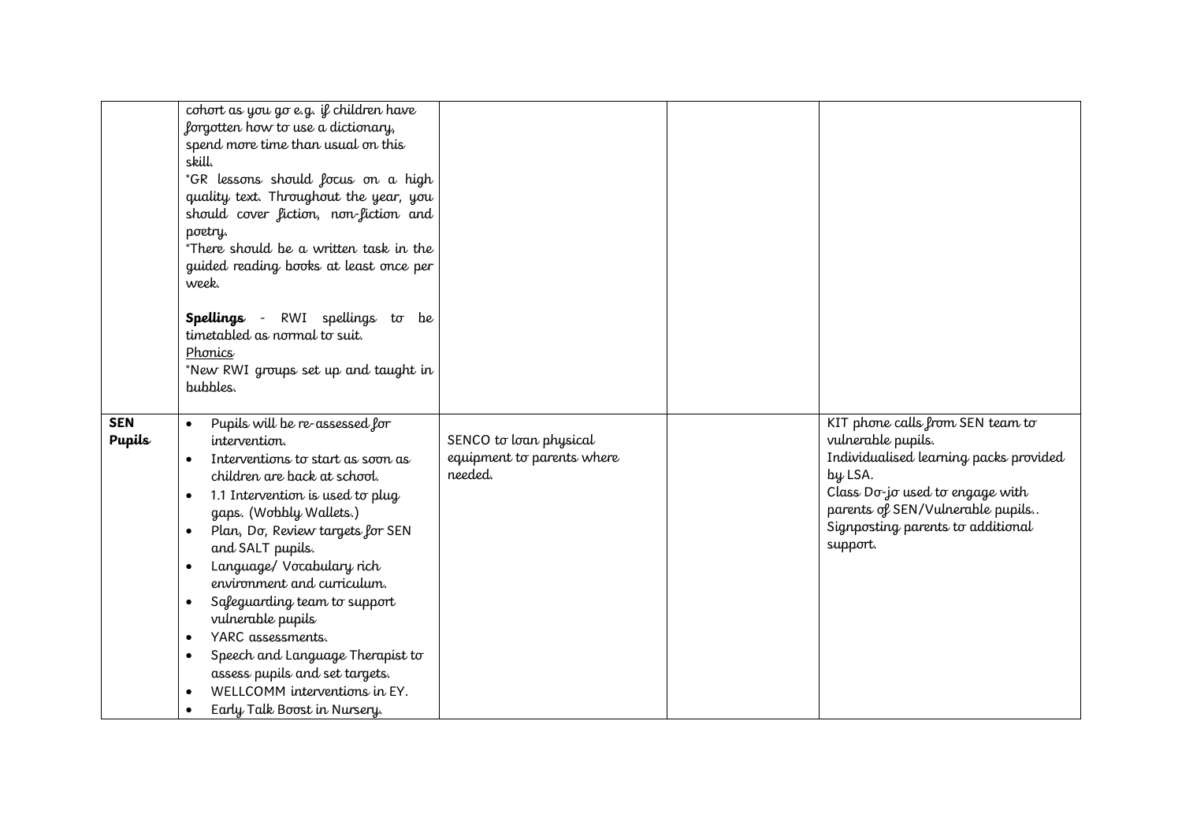| | | | | |
|---|---|---|---|---|
| | cohort as you go e.g. if children have forgotten how to use a dictionary, spend more time than usual on this skill.<br>*GR lessons should focus on a high quality text. Throughout the year, you should cover fiction, non-fiction and poetry.<br>*There should be a written task in the guided reading books at least once per week.<br><br>**Spellings** - RWI spellings to be timetabled as normal to suit.<br><u>Phonics</u><br>*New RWI groups set up and taught in bubbles. | | | |
| **SEN Pupils** | • Pupils will be re-assessed for intervention.<br>• Interventions to start as soon as children are back at school.<br>• 1.1 Intervention is used to plug gaps. (Wobbly Wallets.)<br>• Plan, Do, Review targets for SEN and SALT pupils.<br>• Language/ Vocabulary rich environment and curriculum.<br>• Safeguarding team to support vulnerable pupils<br>• YARC assessments.<br>• Speech and Language Therapist to assess pupils and set targets.<br>• WELLCOMM interventions in EY.<br>• Early Talk Boost in Nursery. | SENCO to loan physical equipment to parents where needed. | | KIT phone calls from SEN team to vulnerable pupils.<br>Individualised learning packs provided by LSA.<br>Class Do-jo used to engage with parents of SEN/Vulnerable pupils..<br>Signposting parents to additional support. |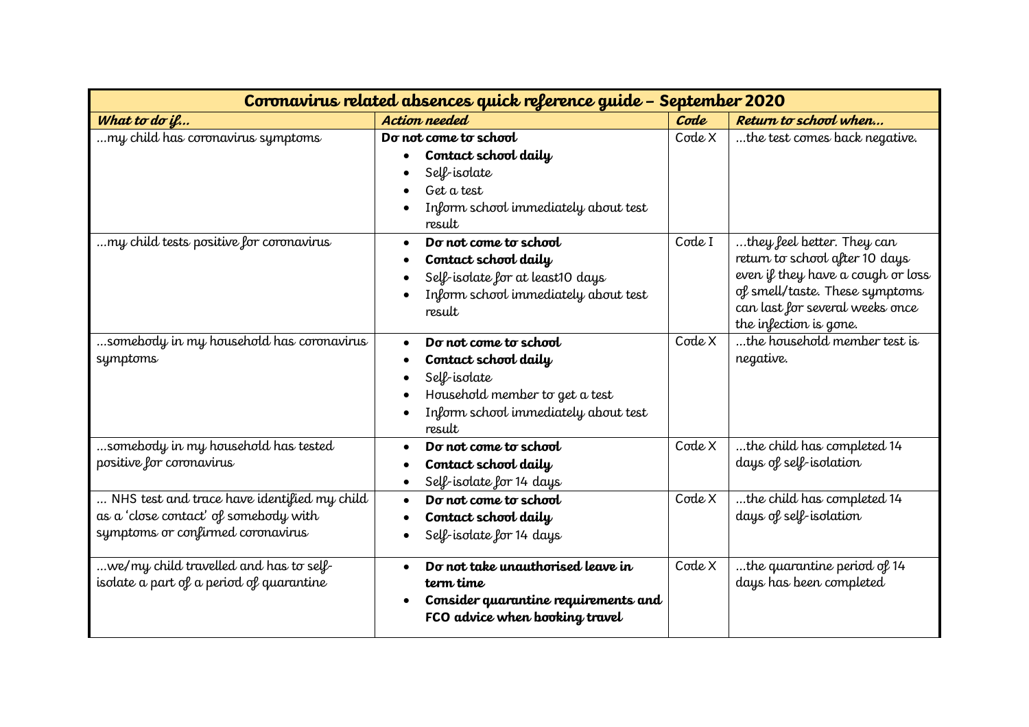| Coronavirus related absences quick reference guide – September 2020 | | | |
|---|---|---|---|
| ***What to do if…*** | ***Action needed*** | ***Code*** | ***Return to school when…*** |
| …my child has coronavirus symptoms | **Do not come to school**<br>• **Contact school daily**<br>• Self-isolate<br>• Get a test<br>• Inform school immediately about test result | Code X | …the test comes back negative. |
| …my child tests positive for coronavirus | • **Do not come to school**<br>• **Contact school daily**<br>• Self-isolate for at least10 days<br>• Inform school immediately about test result | Code I | …they feel better. They can return to school after 10 days even if they have a cough or loss of smell/taste. These symptoms can last for several weeks once the infection is gone. |
| …somebody in my household has coronavirus symptoms | • **Do not come to school**<br>• **Contact school daily**<br>• Self-isolate<br>• Household member to get a test<br>• Inform school immediately about test result | Code X | …the household member test is negative. |
| …somebody in my household has tested positive for coronavirus | • **Do not come to school**<br>• **Contact school daily**<br>• Self-isolate for 14 days | Code X | …the child has completed 14 days of self-isolation |
| … NHS test and trace have identified my child as a 'close contact' of somebody with symptoms or confirmed coronavirus | • **Do not come to school**<br>• **Contact school daily**<br>• Self-isolate for 14 days | Code X | …the child has completed 14 days of self-isolation |
| …we/my child travelled and has to self-isolate a part of a period of quarantine | • **Do not take unauthorised leave in term time**<br>• **Consider quarantine requirements and FCO advice when booking travel** | Code X | …the quarantine period of 14 days has been completed |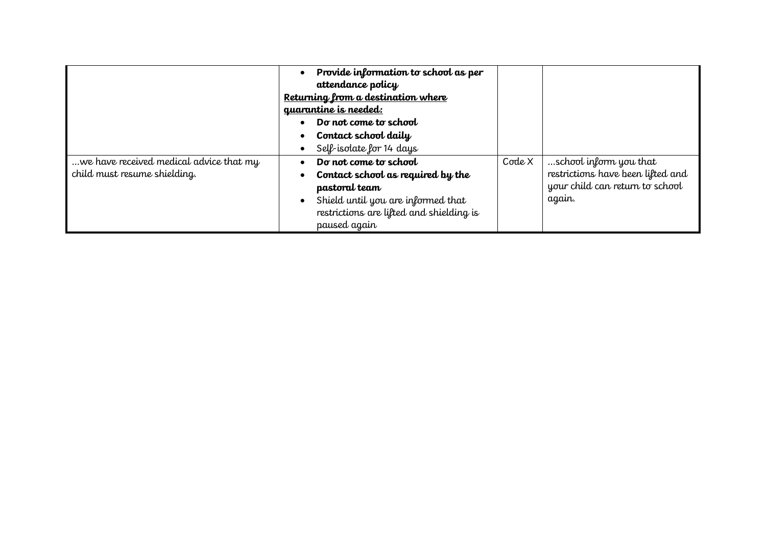| | | | |
|---|---|---|---|
| | • **Provide information to school as per attendance policy**<br>**<u>Returning from a destination where quarantine is needed:</u>**<br>• **Do not come to school**<br>• **Contact school daily**<br>• Self-isolate for 14 days | | |
| ...we have received medical advice that my child must resume shielding. | • **Do not come to school**<br>• **Contact school as required by the pastoral team**<br>• Shield until you are informed that restrictions are lifted and shielding is paused again | Code X | ...school inform you that restrictions have been lifted and your child can return to school again. |